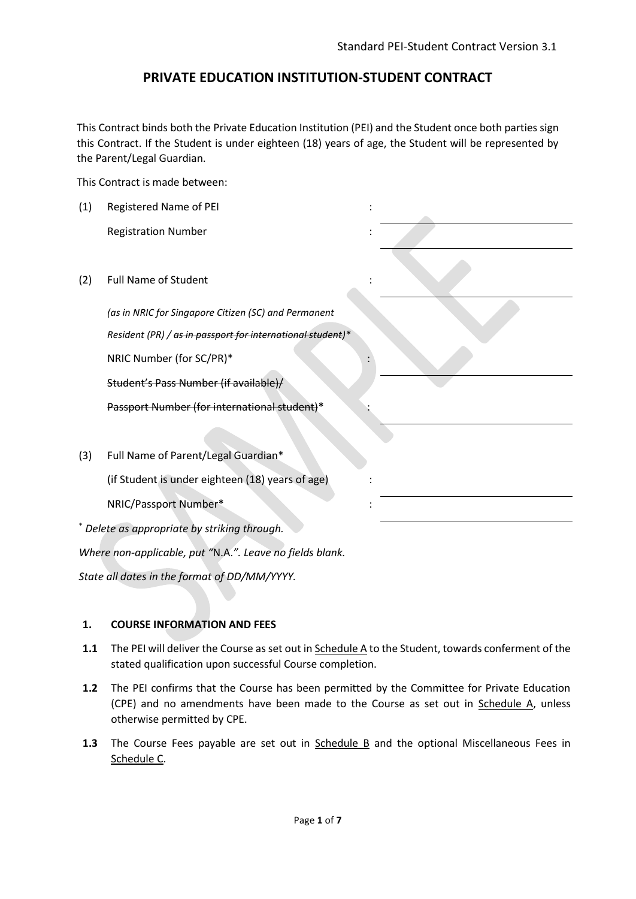# PRIVATE EDUCATION INSTITUTION-STUDENT CONTRACT

This Contract binds both the Private Education Institution (PEI) and the Student once both parties sign this Contract. If the Student is under eighteen (18) years of age, the Student will be represented by the Parent/Legal Guardian.

This Contract is made between:

| | | | |
|---|---|---|---|
| (1) | Registered Name of PEI | : | |
| | Registration Number | : | |
| (2) | Full Name of Student | : | |
| | *(as in NRIC for Singapore Citizen (SC) and Permanent Resident (PR) / ~~as in passport for international student~~)\** | | |
| | NRIC Number (for SC/PR)* | : | |
| | ~~Student's Pass Number (if available)/~~ | | |
| | ~~Passport Number (for international student)~~* | : | |
| (3) | Full Name of Parent/Legal Guardian* | | |
| | (if Student is under eighteen (18) years of age) | : | |
| | NRIC/Passport Number* | : | |

\* *Delete as appropriate by striking through.*

*Where non-applicable, put "*N.A.*". Leave no fields blank.*

*State all dates in the format of DD/MM/YYYY.*

## 1. COURSE INFORMATION AND FEES

**1.1** The PEI will deliver the Course as set out in Schedule A to the Student, towards conferment of the stated qualification upon successful Course completion.

**1.2** The PEI confirms that the Course has been permitted by the Committee for Private Education (CPE) and no amendments have been made to the Course as set out in Schedule A, unless otherwise permitted by CPE.

**1.3** The Course Fees payable are set out in Schedule B and the optional Miscellaneous Fees in Schedule C.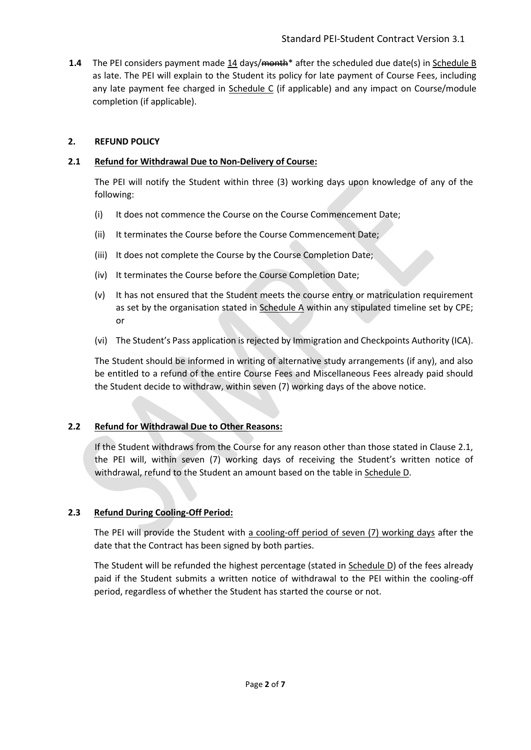**1.4** The PEI considers payment made <u>14</u> days/~~month~~* after the scheduled due date(s) in <u>Schedule B</u> as late. The PEI will explain to the Student its policy for late payment of Course Fees, including any late payment fee charged in <u>Schedule C</u> (if applicable) and any impact on Course/module completion (if applicable).

## 2. REFUND POLICY

### 2.1 <u>Refund for Withdrawal Due to Non-Delivery of Course:</u>

The PEI will notify the Student within three (3) working days upon knowledge of any of the following:

(i) It does not commence the Course on the Course Commencement Date;

(ii) It terminates the Course before the Course Commencement Date;

(iii) It does not complete the Course by the Course Completion Date;

(iv) It terminates the Course before the Course Completion Date;

(v) It has not ensured that the Student meets the course entry or matriculation requirement as set by the organisation stated in <u>Schedule A</u> within any stipulated timeline set by CPE; or

(vi) The Student's Pass application is rejected by Immigration and Checkpoints Authority (ICA).

The Student should be informed in writing of alternative study arrangements (if any), and also be entitled to a refund of the entire Course Fees and Miscellaneous Fees already paid should the Student decide to withdraw, within seven (7) working days of the above notice.

### 2.2 <u>Refund for Withdrawal Due to Other Reasons:</u>

If the Student withdraws from the Course for any reason other than those stated in Clause 2.1, the PEI will, within seven (7) working days of receiving the Student's written notice of withdrawal, refund to the Student an amount based on the table in <u>Schedule D</u>.

### 2.3 <u>Refund During Cooling-Off Period:</u>

The PEI will provide the Student with <u>a cooling-off period of seven (7) working days</u> after the date that the Contract has been signed by both parties.

The Student will be refunded the highest percentage (stated in <u>Schedule D</u>) of the fees already paid if the Student submits a written notice of withdrawal to the PEI within the cooling-off period, regardless of whether the Student has started the course or not.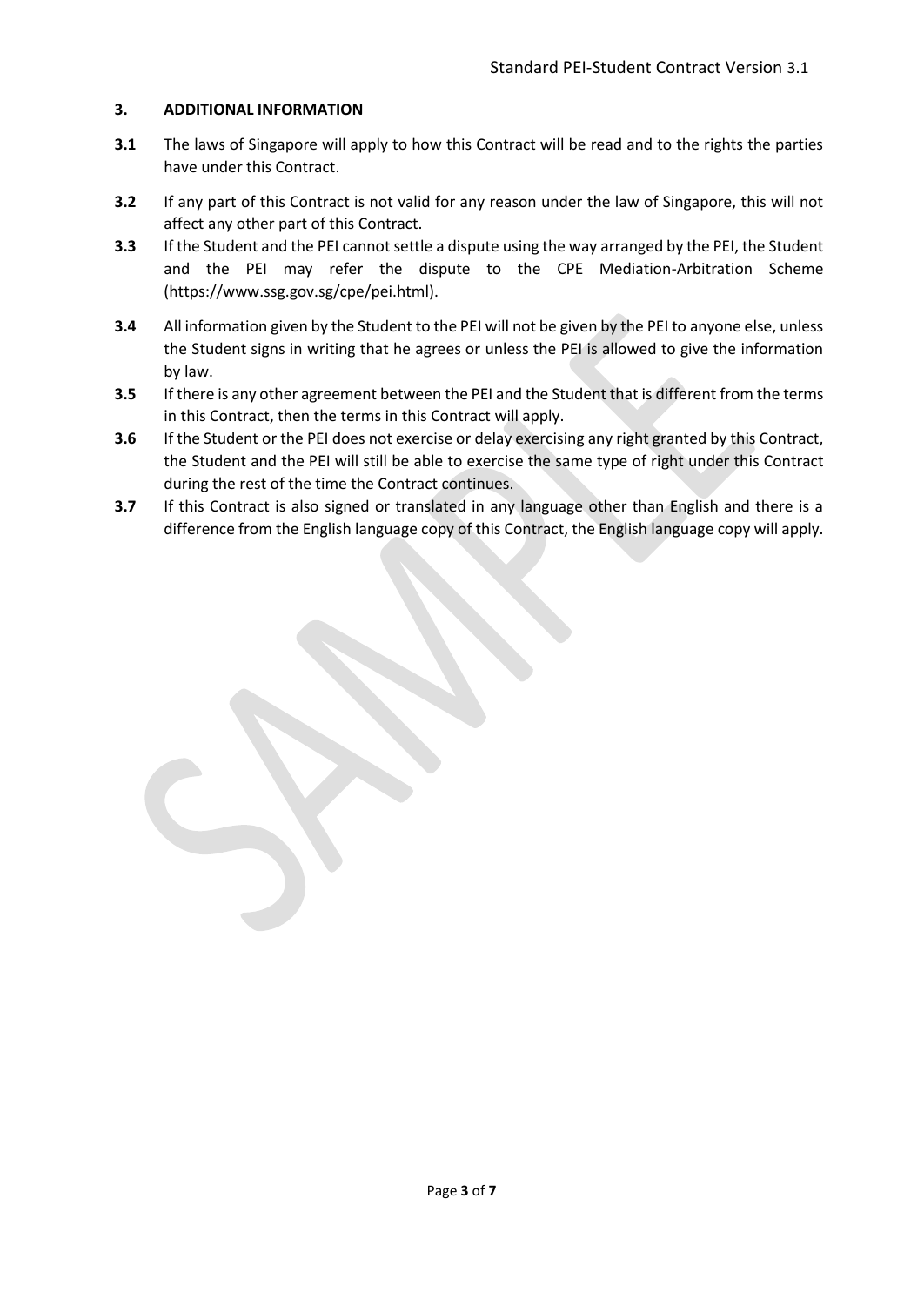## 3. ADDITIONAL INFORMATION

**3.1** The laws of Singapore will apply to how this Contract will be read and to the rights the parties have under this Contract.

**3.2** If any part of this Contract is not valid for any reason under the law of Singapore, this will not affect any other part of this Contract.

**3.3** If the Student and the PEI cannot settle a dispute using the way arranged by the PEI, the Student and the PEI may refer the dispute to the CPE Mediation-Arbitration Scheme (https://www.ssg.gov.sg/cpe/pei.html).

**3.4** All information given by the Student to the PEI will not be given by the PEI to anyone else, unless the Student signs in writing that he agrees or unless the PEI is allowed to give the information by law.

**3.5** If there is any other agreement between the PEI and the Student that is different from the terms in this Contract, then the terms in this Contract will apply.

**3.6** If the Student or the PEI does not exercise or delay exercising any right granted by this Contract, the Student and the PEI will still be able to exercise the same type of right under this Contract during the rest of the time the Contract continues.

**3.7** If this Contract is also signed or translated in any language other than English and there is a difference from the English language copy of this Contract, the English language copy will apply.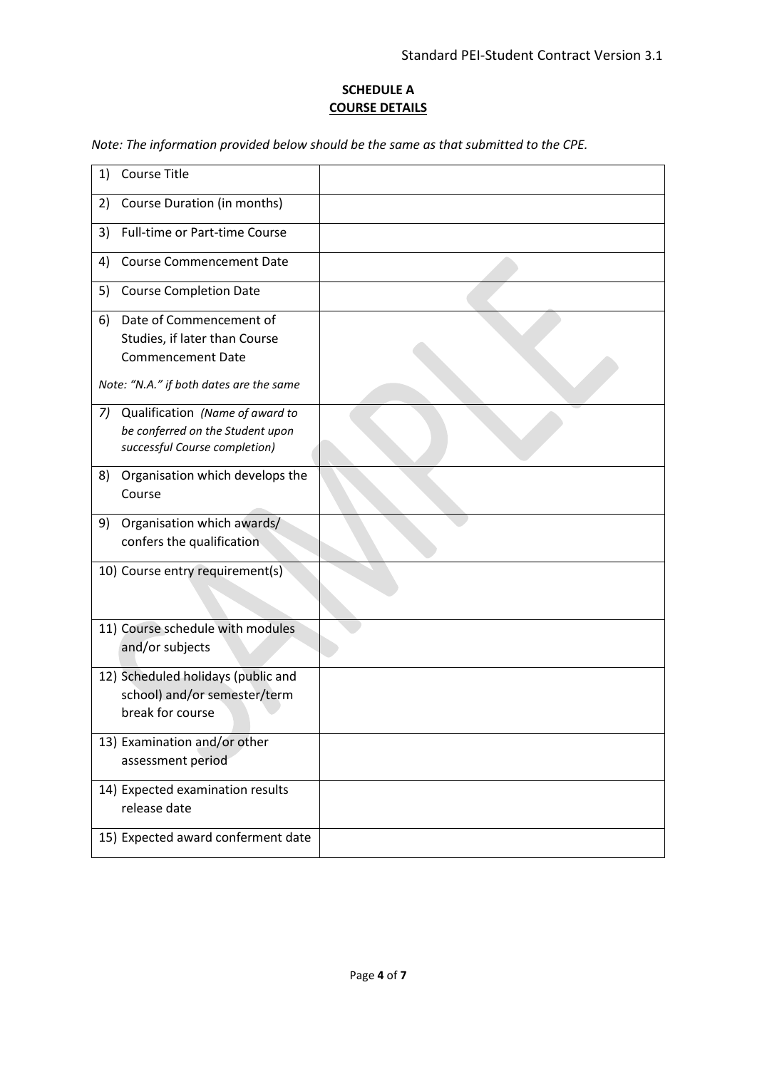**SCHEDULE A**
**COURSE DETAILS**

*Note: The information provided below should be the same as that submitted to the CPE.*

| | |
|---|---|
| 1) Course Title | |
| 2) Course Duration (in months) | |
| 3) Full-time or Part-time Course | |
| 4) Course Commencement Date | |
| 5) Course Completion Date | |
| 6) Date of Commencement of Studies, if later than Course Commencement Date<br>*Note: "N.A." if both dates are the same* | |
| *7)* Qualification *(Name of award to be conferred on the Student upon successful Course completion)* | |
| 8) Organisation which develops the Course | |
| 9) Organisation which awards/ confers the qualification | |
| 10) Course entry requirement(s) | |
| 11) Course schedule with modules and/or subjects | |
| 12) Scheduled holidays (public and school) and/or semester/term break for course | |
| 13) Examination and/or other assessment period | |
| 14) Expected examination results release date | |
| 15) Expected award conferment date | |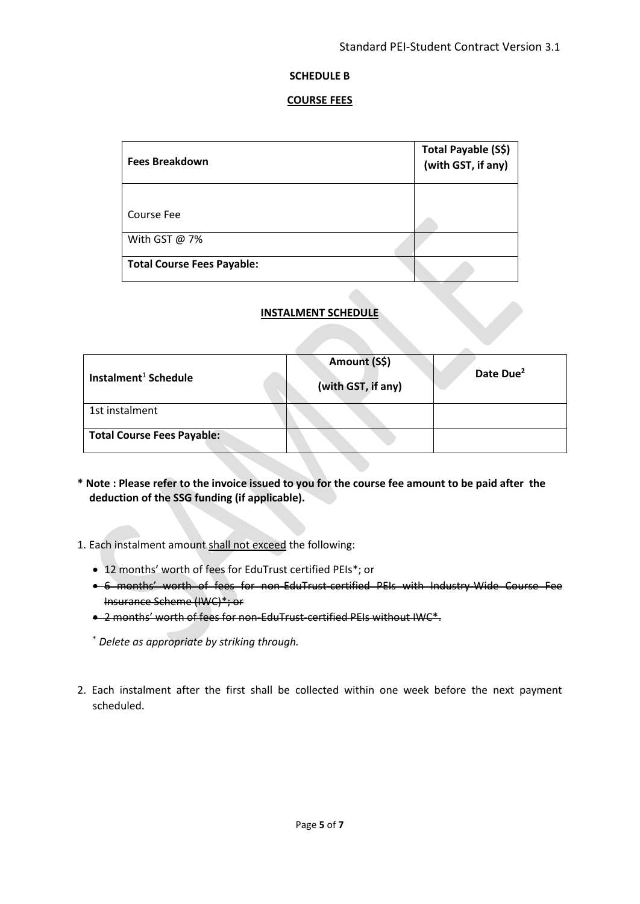## SCHEDULE B

## COURSE FEES

| Fees Breakdown | Total Payable (S$) (with GST, if any) |
|---|---|
| Course Fee | |
| With GST @ 7% | |
| **Total Course Fees Payable:** | |

## INSTALMENT SCHEDULE

| Instalment[1] Schedule | Amount (S$) (with GST, if any) | Date Due[2] |
|---|---|---|
| 1st instalment | | |
| **Total Course Fees Payable:** | | |

**\* Note : Please refer to the invoice issued to you for the course fee amount to be paid after the deduction of the SSG funding (if applicable).**

1. Each instalment amount <u>shall not exceed</u> the following:
   - 12 months' worth of fees for EduTrust certified PEIs*; or
   - ~~6 months' worth of fees for non-EduTrust-certified PEIs with Industry-Wide Course Fee Insurance Scheme (IWC)*; or~~
   - ~~2 months' worth of fees for non-EduTrust-certified PEIs without IWC*.~~

   \* *Delete as appropriate by striking through.*

2. Each instalment after the first shall be collected within one week before the next payment scheduled.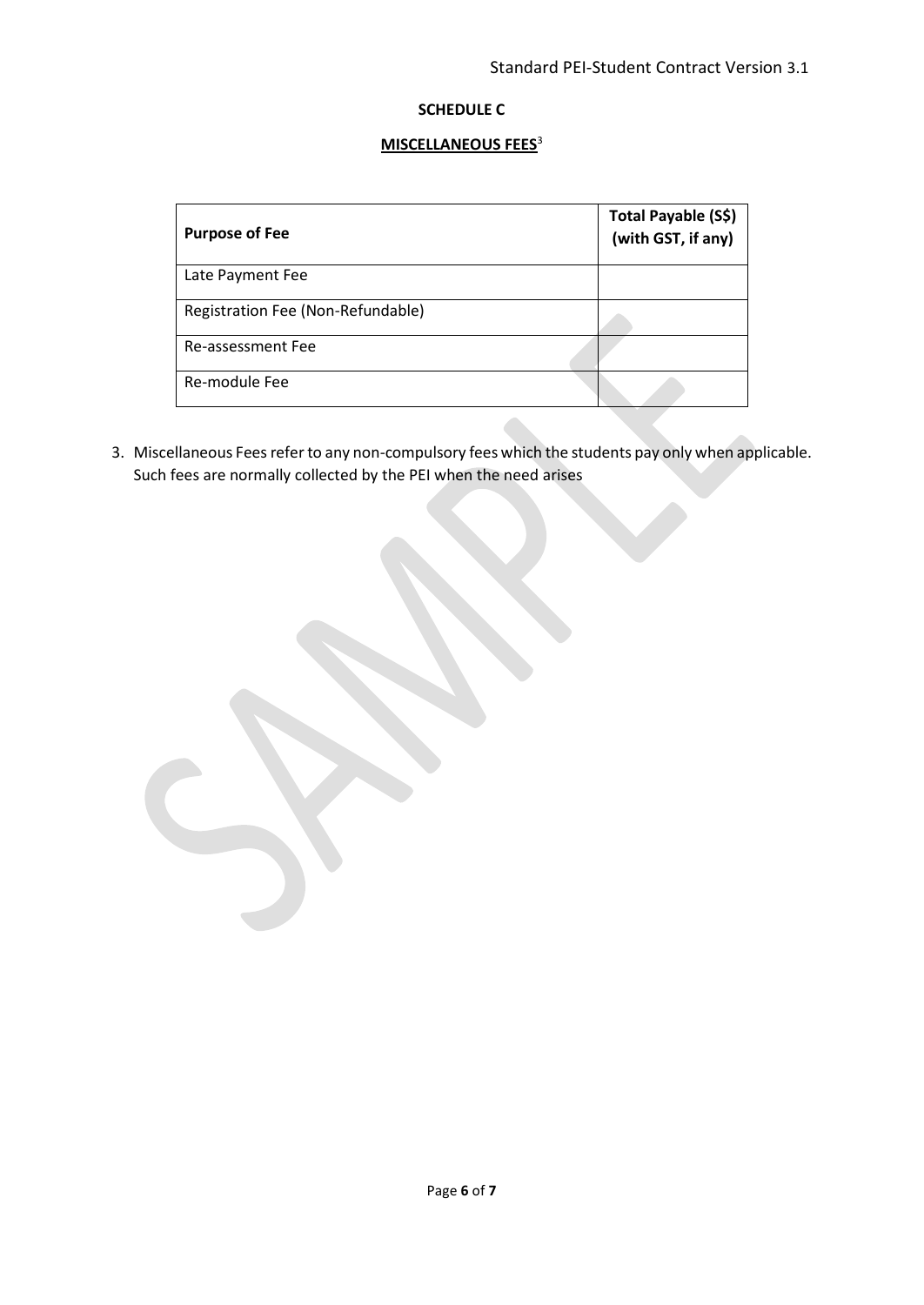**SCHEDULE C**

**MISCELLANEOUS FEES**[3]

| **Purpose of Fee** | **Total Payable (S$) (with GST, if any)** |
|---|---|
| Late Payment Fee | |
| Registration Fee (Non-Refundable) | |
| Re-assessment Fee | |
| Re-module Fee | |

3. Miscellaneous Fees refer to any non-compulsory fees which the students pay only when applicable. Such fees are normally collected by the PEI when the need arises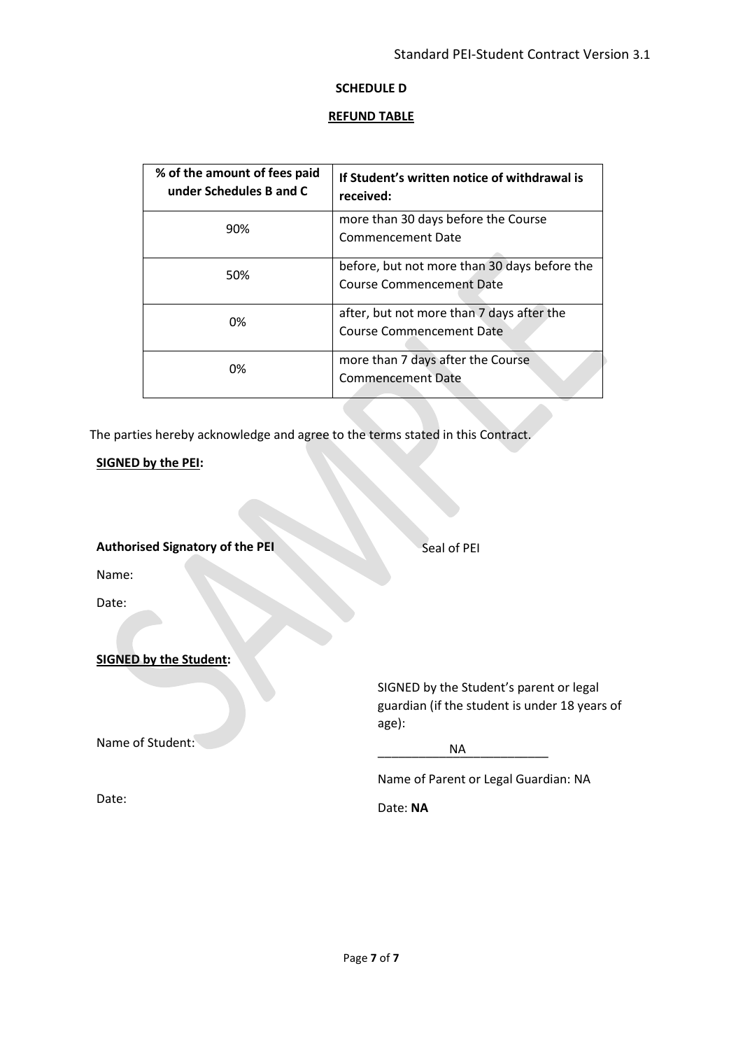**SCHEDULE D**

**REFUND TABLE**

| % of the amount of fees paid under Schedules B and C | If Student's written notice of withdrawal is received: |
|---|---|
| 90% | more than 30 days before the Course Commencement Date |
| 50% | before, but not more than 30 days before the Course Commencement Date |
| 0% | after, but not more than 7 days after the Course Commencement Date |
| 0% | more than 7 days after the Course Commencement Date |

The parties hereby acknowledge and agree to the terms stated in this Contract.

**SIGNED by the PEI:**

**Authorised Signatory of the PEI**

Seal of PEI

Name:

Date:

**SIGNED by the Student:**

Name of Student:

Date:

SIGNED by the Student's parent or legal guardian (if the student is under 18 years of age):

NA

Name of Parent or Legal Guardian: NA

Date: **NA**